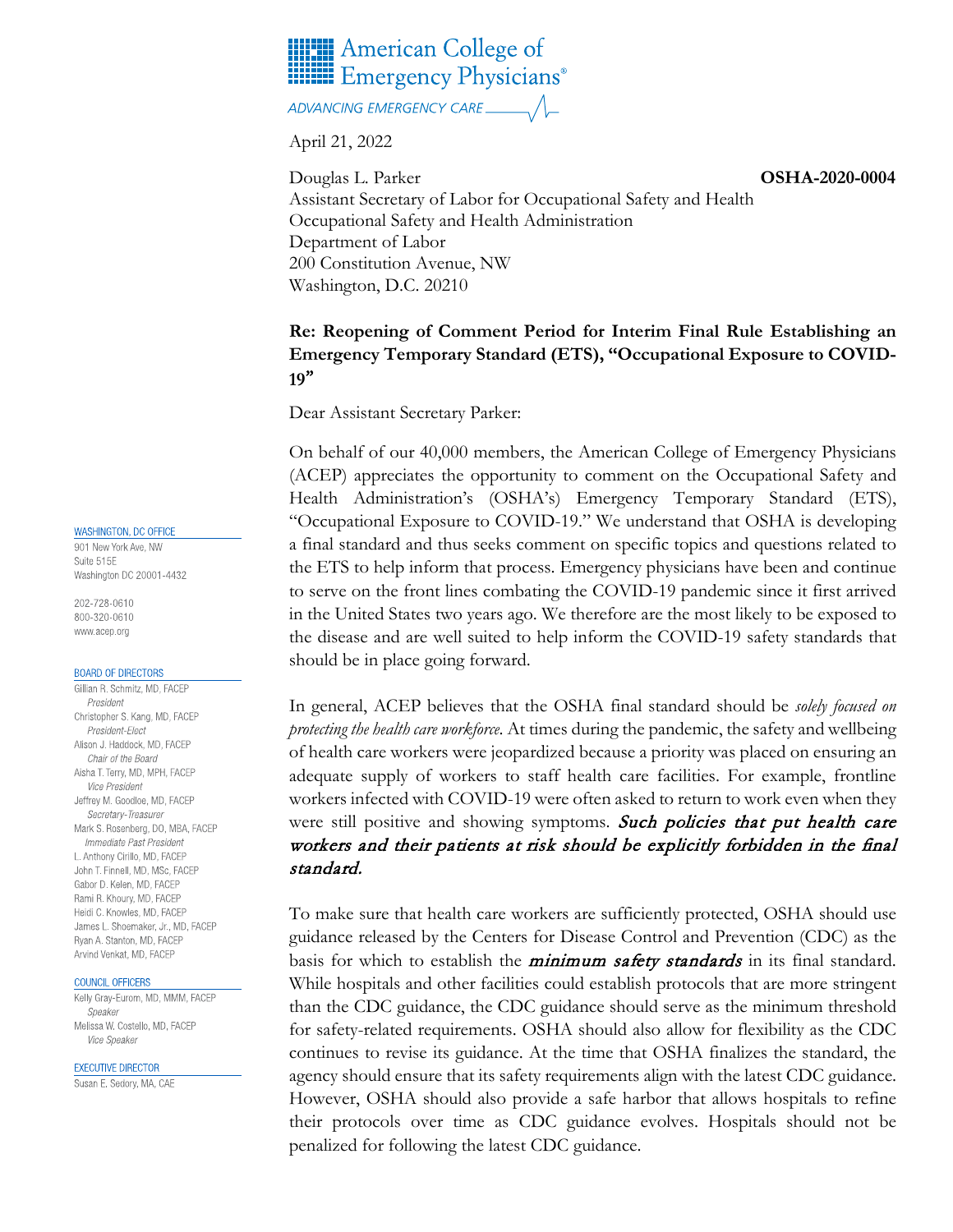# American College of Emergency Physicians®

ADVANCING EMERGENCY CARE

April 21, 2022

Douglas L. Parker **OSHA-2020-0004**
Assistant Secretary of Labor for Occupational Safety and Health
Occupational Safety and Health Administration
Department of Labor
200 Constitution Avenue, NW
Washington, D.C. 20210

**Re: Reopening of Comment Period for Interim Final Rule Establishing an Emergency Temporary Standard (ETS), "Occupational Exposure to COVID-19"**

Dear Assistant Secretary Parker:

On behalf of our 40,000 members, the American College of Emergency Physicians (ACEP) appreciates the opportunity to comment on the Occupational Safety and Health Administration's (OSHA's) Emergency Temporary Standard (ETS), "Occupational Exposure to COVID-19." We understand that OSHA is developing a final standard and thus seeks comment on specific topics and questions related to the ETS to help inform that process. Emergency physicians have been and continue to serve on the front lines combating the COVID-19 pandemic since it first arrived in the United States two years ago. We therefore are the most likely to be exposed to the disease and are well suited to help inform the COVID-19 safety standards that should be in place going forward.

In general, ACEP believes that the OSHA final standard should be *solely focused on protecting the health care workforce.* At times during the pandemic, the safety and wellbeing of health care workers were jeopardized because a priority was placed on ensuring an adequate supply of workers to staff health care facilities. For example, frontline workers infected with COVID-19 were often asked to return to work even when they were still positive and showing symptoms. ***Such policies that put health care workers and their patients at risk should be explicitly forbidden in the final standard.***

To make sure that health care workers are sufficiently protected, OSHA should use guidance released by the Centers for Disease Control and Prevention (CDC) as the basis for which to establish the ***minimum safety standards*** in its final standard. While hospitals and other facilities could establish protocols that are more stringent than the CDC guidance, the CDC guidance should serve as the minimum threshold for safety-related requirements. OSHA should also allow for flexibility as the CDC continues to revise its guidance. At the time that OSHA finalizes the standard, the agency should ensure that its safety requirements align with the latest CDC guidance. However, OSHA should also provide a safe harbor that allows hospitals to refine their protocols over time as CDC guidance evolves. Hospitals should not be penalized for following the latest CDC guidance.

WASHINGTON, DC OFFICE
901 New York Ave, NW
Suite 515E
Washington DC 20001-4432

202-728-0610
800-320-0610
www.acep.org

BOARD OF DIRECTORS
Gillian R. Schmitz, MD, FACEP
*President*
Christopher S. Kang, MD, FACEP
*President-Elect*
Alison J. Haddock, MD, FACEP
*Chair of the Board*
Aisha T. Terry, MD, MPH, FACEP
*Vice President*
Jeffrey M. Goodloe, MD, FACEP
*Secretary-Treasurer*
Mark S. Rosenberg, DO, MBA, FACEP
*Immediate Past President*
L. Anthony Cirillo, MD, FACEP
John T. Finnell, MD, MSc, FACEP
Gabor D. Kelen, MD, FACEP
Rami R. Khoury, MD, FACEP
Heidi C. Knowles, MD, FACEP
James L. Shoemaker, Jr., MD, FACEP
Ryan A. Stanton, MD, FACEP
Arvind Venkat, MD, FACEP

COUNCIL OFFICERS
Kelly Gray-Eurom, MD, MMM, FACEP
*Speaker*
Melissa W. Costello, MD, FACEP
*Vice Speaker*

EXECUTIVE DIRECTOR
Susan E. Sedory, MA, CAE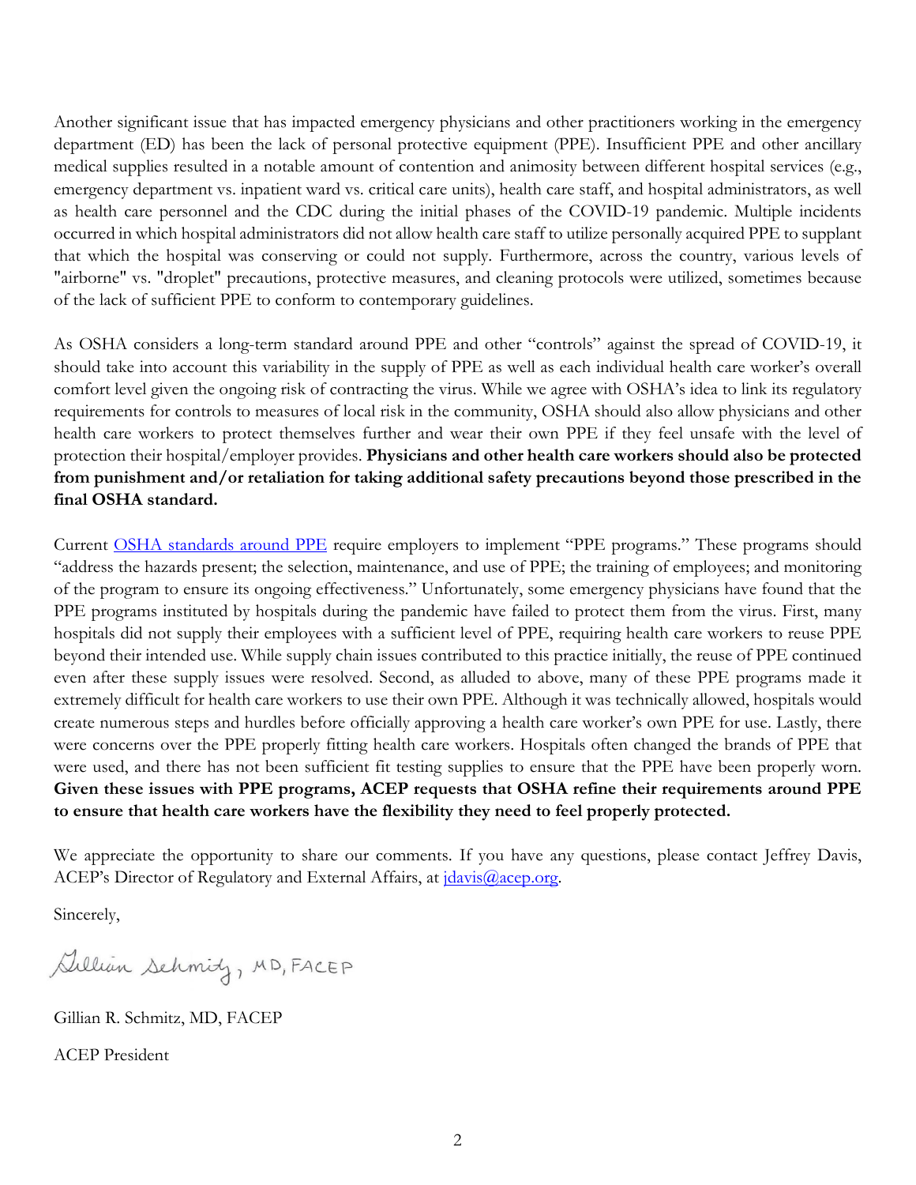Another significant issue that has impacted emergency physicians and other practitioners working in the emergency department (ED) has been the lack of personal protective equipment (PPE). Insufficient PPE and other ancillary medical supplies resulted in a notable amount of contention and animosity between different hospital services (e.g., emergency department vs. inpatient ward vs. critical care units), health care staff, and hospital administrators, as well as health care personnel and the CDC during the initial phases of the COVID-19 pandemic. Multiple incidents occurred in which hospital administrators did not allow health care staff to utilize personally acquired PPE to supplant that which the hospital was conserving or could not supply. Furthermore, across the country, various levels of "airborne" vs. "droplet" precautions, protective measures, and cleaning protocols were utilized, sometimes because of the lack of sufficient PPE to conform to contemporary guidelines.

As OSHA considers a long-term standard around PPE and other "controls" against the spread of COVID-19, it should take into account this variability in the supply of PPE as well as each individual health care worker's overall comfort level given the ongoing risk of contracting the virus. While we agree with OSHA's idea to link its regulatory requirements for controls to measures of local risk in the community, OSHA should also allow physicians and other health care workers to protect themselves further and wear their own PPE if they feel unsafe with the level of protection their hospital/employer provides. **Physicians and other health care workers should also be protected from punishment and/or retaliation for taking additional safety precautions beyond those prescribed in the final OSHA standard.**

Current OSHA standards around PPE require employers to implement "PPE programs." These programs should "address the hazards present; the selection, maintenance, and use of PPE; the training of employees; and monitoring of the program to ensure its ongoing effectiveness." Unfortunately, some emergency physicians have found that the PPE programs instituted by hospitals during the pandemic have failed to protect them from the virus. First, many hospitals did not supply their employees with a sufficient level of PPE, requiring health care workers to reuse PPE beyond their intended use. While supply chain issues contributed to this practice initially, the reuse of PPE continued even after these supply issues were resolved. Second, as alluded to above, many of these PPE programs made it extremely difficult for health care workers to use their own PPE. Although it was technically allowed, hospitals would create numerous steps and hurdles before officially approving a health care worker's own PPE for use. Lastly, there were concerns over the PPE properly fitting health care workers. Hospitals often changed the brands of PPE that were used, and there has not been sufficient fit testing supplies to ensure that the PPE have been properly worn. **Given these issues with PPE programs, ACEP requests that OSHA refine their requirements around PPE to ensure that health care workers have the flexibility they need to feel properly protected.**

We appreciate the opportunity to share our comments. If you have any questions, please contact Jeffrey Davis, ACEP's Director of Regulatory and External Affairs, at jdavis@acep.org.

Sincerely,

Gillian Schmitz, MD, FACEP

Gillian R. Schmitz, MD, FACEP

ACEP President